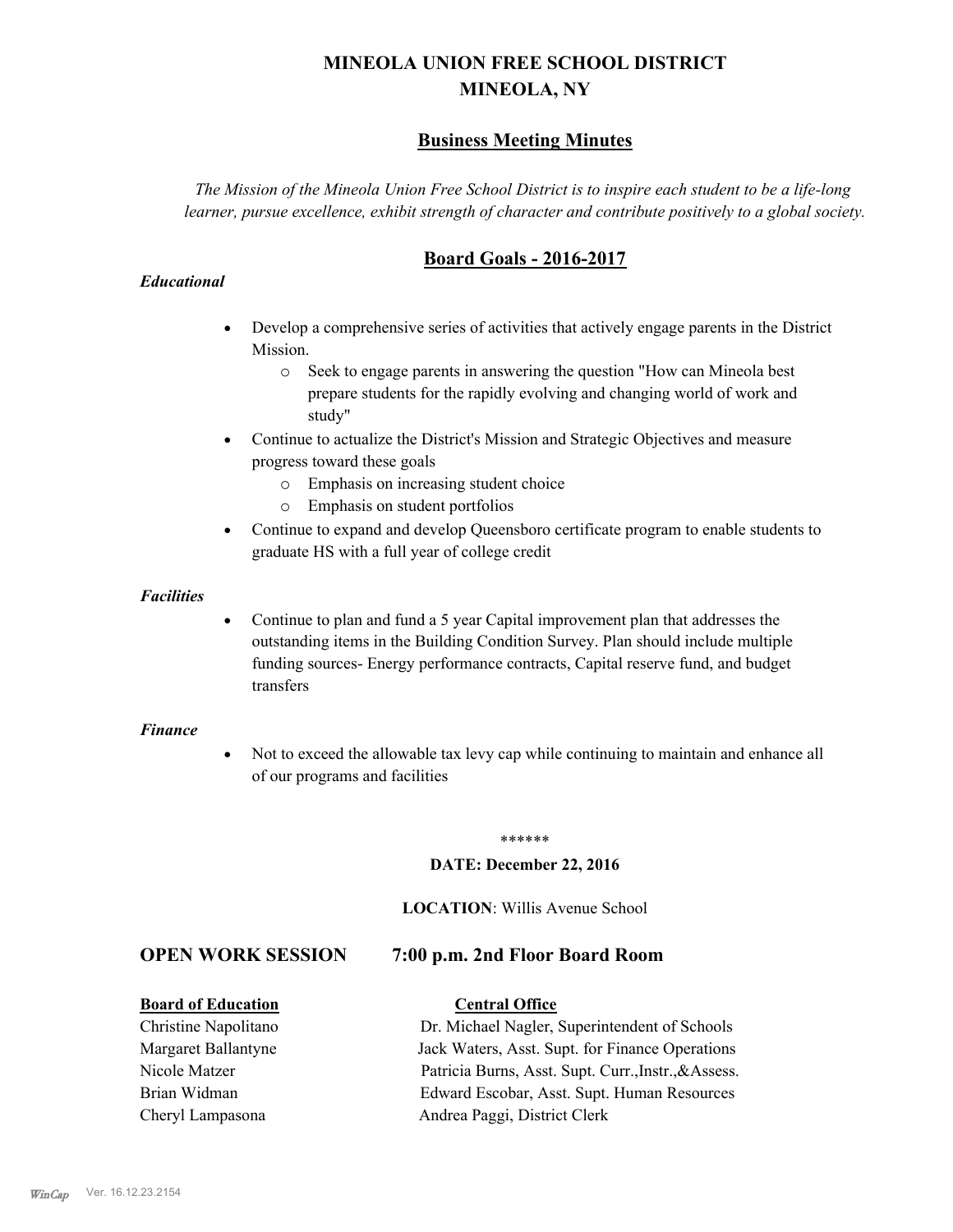# MINEOLA UNION FREE SCHOOL DISTRICT
# MINEOLA, NY

## Business Meeting Minutes

*The Mission of the Mineola Union Free School District is to inspire each student to be a life-long learner, pursue excellence, exhibit strength of character and contribute positively to a global society.*

## Board Goals - 2016-2017

***Educational***

- Develop a comprehensive series of activities that actively engage parents in the District Mission.
  - Seek to engage parents in answering the question "How can Mineola best prepare students for the rapidly evolving and changing world of work and study"
- Continue to actualize the District's Mission and Strategic Objectives and measure progress toward these goals
  - Emphasis on increasing student choice
  - Emphasis on student portfolios
- Continue to expand and develop Queensboro certificate program to enable students to graduate HS with a full year of college credit

***Facilities***

- Continue to plan and fund a 5 year Capital improvement plan that addresses the outstanding items in the Building Condition Survey. Plan should include multiple funding sources- Energy performance contracts, Capital reserve fund, and budget transfers

***Finance***

- Not to exceed the allowable tax levy cap while continuing to maintain and enhance all of our programs and facilities

******

**DATE: December 22, 2016**

**LOCATION**: Willis Avenue School

## OPEN WORK SESSION 7:00 p.m. 2nd Floor Board Room

| **Board of Education** | **Central Office** |
|---|---|
| Christine Napolitano | Dr. Michael Nagler, Superintendent of Schools |
| Margaret Ballantyne | Jack Waters, Asst. Supt. for Finance Operations |
| Nicole Matzer | Patricia Burns, Asst. Supt. Curr.,Instr.,&Assess. |
| Brian Widman | Edward Escobar, Asst. Supt. Human Resources |
| Cheryl Lampasona | Andrea Paggi, District Clerk |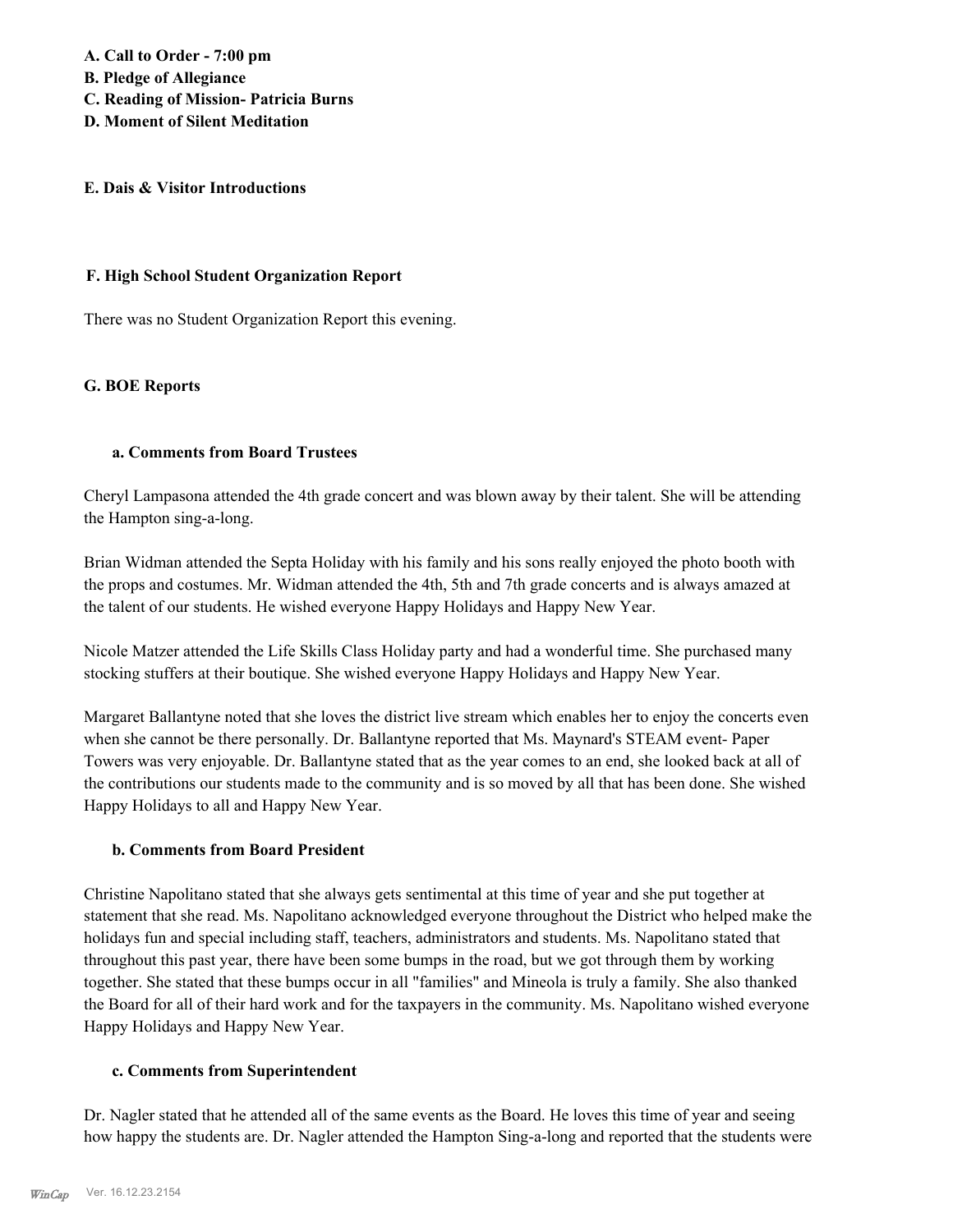**A. Call to Order - 7:00 pm**
**B. Pledge of Allegiance**
**C. Reading of Mission- Patricia Burns**
**D. Moment of Silent Meditation**

**E. Dais & Visitor Introductions**

**F. High School Student Organization Report**

There was no Student Organization Report this evening.

**G. BOE Reports**

**a. Comments from Board Trustees**

Cheryl Lampasona attended the 4th grade concert and was blown away by their talent. She will be attending the Hampton sing-a-long.

Brian Widman attended the Septa Holiday with his family and his sons really enjoyed the photo booth with the props and costumes. Mr. Widman attended the 4th, 5th and 7th grade concerts and is always amazed at the talent of our students. He wished everyone Happy Holidays and Happy New Year.

Nicole Matzer attended the Life Skills Class Holiday party and had a wonderful time. She purchased many stocking stuffers at their boutique. She wished everyone Happy Holidays and Happy New Year.

Margaret Ballantyne noted that she loves the district live stream which enables her to enjoy the concerts even when she cannot be there personally. Dr. Ballantyne reported that Ms. Maynard's STEAM event- Paper Towers was very enjoyable. Dr. Ballantyne stated that as the year comes to an end, she looked back at all of the contributions our students made to the community and is so moved by all that has been done. She wished Happy Holidays to all and Happy New Year.

**b. Comments from Board President**

Christine Napolitano stated that she always gets sentimental at this time of year and she put together at statement that she read. Ms. Napolitano acknowledged everyone throughout the District who helped make the holidays fun and special including staff, teachers, administrators and students. Ms. Napolitano stated that throughout this past year, there have been some bumps in the road, but we got through them by working together. She stated that these bumps occur in all "families" and Mineola is truly a family. She also thanked the Board for all of their hard work and for the taxpayers in the community. Ms. Napolitano wished everyone Happy Holidays and Happy New Year.

**c. Comments from Superintendent**

Dr. Nagler stated that he attended all of the same events as the Board. He loves this time of year and seeing how happy the students are. Dr. Nagler attended the Hampton Sing-a-long and reported that the students were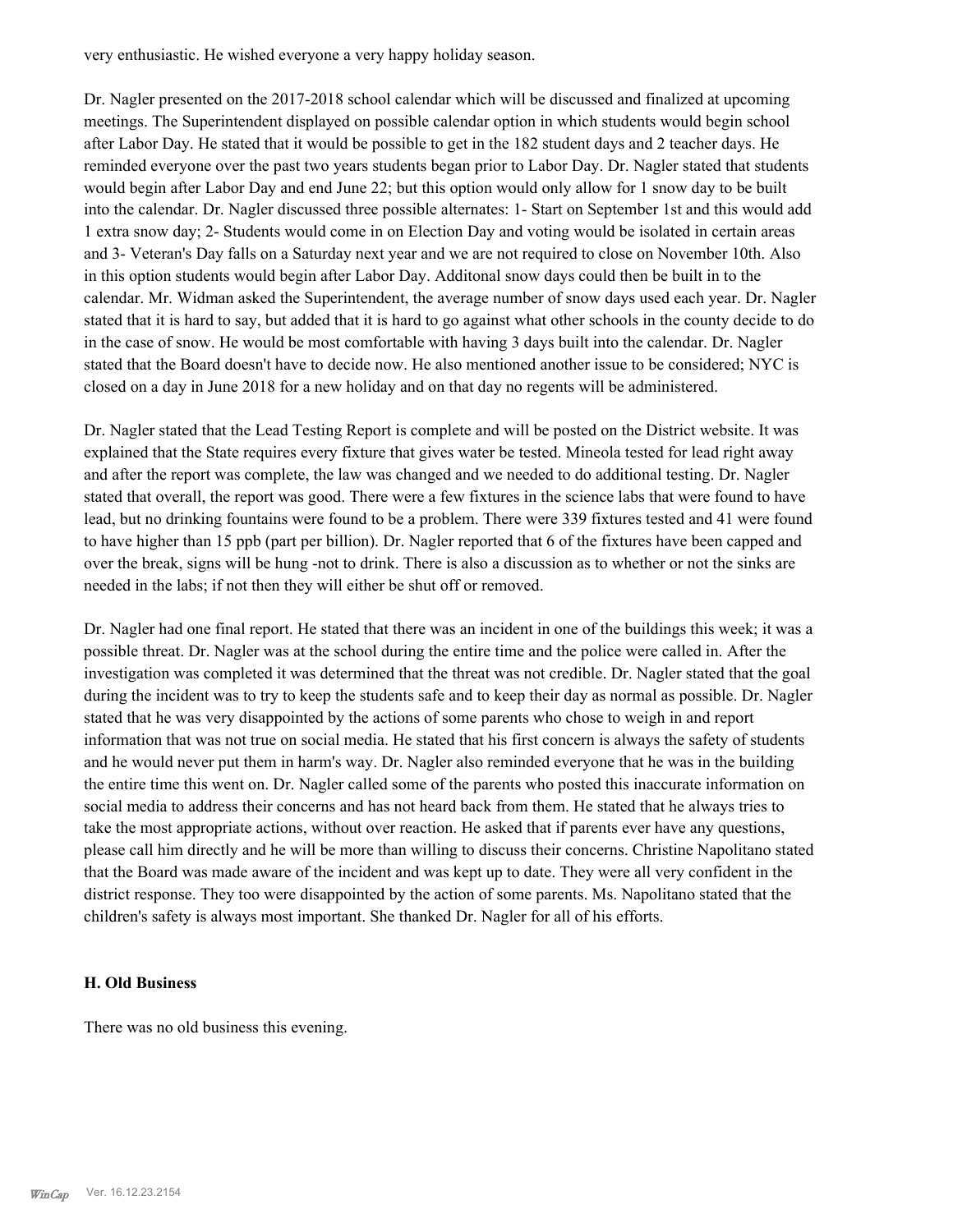very enthusiastic. He wished everyone a very happy holiday season.

Dr. Nagler presented on the 2017-2018 school calendar which will be discussed and finalized at upcoming meetings. The Superintendent displayed on possible calendar option in which students would begin school after Labor Day. He stated that it would be possible to get in the 182 student days and 2 teacher days. He reminded everyone over the past two years students began prior to Labor Day. Dr. Nagler stated that students would begin after Labor Day and end June 22; but this option would only allow for 1 snow day to be built into the calendar. Dr. Nagler discussed three possible alternates: 1- Start on September 1st and this would add 1 extra snow day; 2- Students would come in on Election Day and voting would be isolated in certain areas and 3- Veteran's Day falls on a Saturday next year and we are not required to close on November 10th. Also in this option students would begin after Labor Day. Additonal snow days could then be built in to the calendar. Mr. Widman asked the Superintendent, the average number of snow days used each year. Dr. Nagler stated that it is hard to say, but added that it is hard to go against what other schools in the county decide to do in the case of snow. He would be most comfortable with having 3 days built into the calendar. Dr. Nagler stated that the Board doesn't have to decide now. He also mentioned another issue to be considered; NYC is closed on a day in June 2018 for a new holiday and on that day no regents will be administered.

Dr. Nagler stated that the Lead Testing Report is complete and will be posted on the District website. It was explained that the State requires every fixture that gives water be tested. Mineola tested for lead right away and after the report was complete, the law was changed and we needed to do additional testing. Dr. Nagler stated that overall, the report was good. There were a few fixtures in the science labs that were found to have lead, but no drinking fountains were found to be a problem. There were 339 fixtures tested and 41 were found to have higher than 15 ppb (part per billion). Dr. Nagler reported that 6 of the fixtures have been capped and over the break, signs will be hung -not to drink. There is also a discussion as to whether or not the sinks are needed in the labs; if not then they will either be shut off or removed.

Dr. Nagler had one final report. He stated that there was an incident in one of the buildings this week; it was a possible threat. Dr. Nagler was at the school during the entire time and the police were called in. After the investigation was completed it was determined that the threat was not credible. Dr. Nagler stated that the goal during the incident was to try to keep the students safe and to keep their day as normal as possible. Dr. Nagler stated that he was very disappointed by the actions of some parents who chose to weigh in and report information that was not true on social media. He stated that his first concern is always the safety of students and he would never put them in harm's way. Dr. Nagler also reminded everyone that he was in the building the entire time this went on. Dr. Nagler called some of the parents who posted this inaccurate information on social media to address their concerns and has not heard back from them. He stated that he always tries to take the most appropriate actions, without over reaction. He asked that if parents ever have any questions, please call him directly and he will be more than willing to discuss their concerns. Christine Napolitano stated that the Board was made aware of the incident and was kept up to date. They were all very confident in the district response. They too were disappointed by the action of some parents. Ms. Napolitano stated that the children's safety is always most important. She thanked Dr. Nagler for all of his efforts.

### H. Old Business

There was no old business this evening.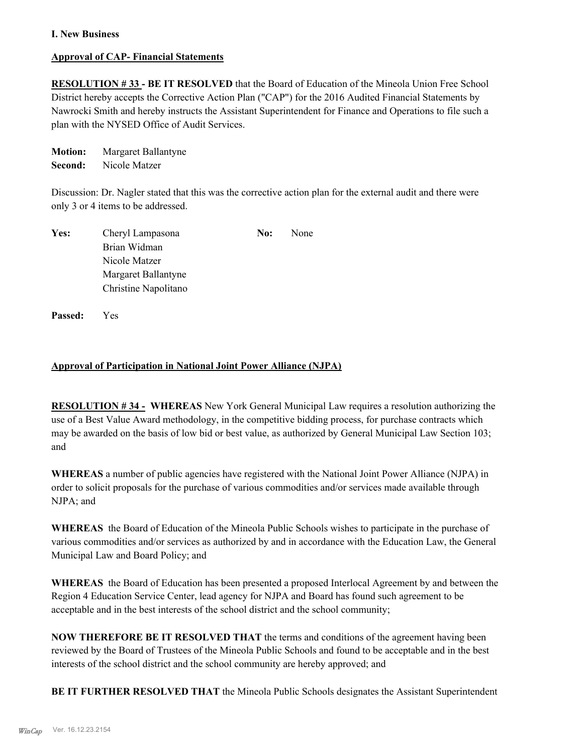**I. New Business**

**Approval of CAP- Financial Statements**

**RESOLUTION # 33 - BE IT RESOLVED** that the Board of Education of the Mineola Union Free School District hereby accepts the Corrective Action Plan ("CAP") for the 2016 Audited Financial Statements by Nawrocki Smith and hereby instructs the Assistant Superintendent for Finance and Operations to file such a plan with the NYSED Office of Audit Services.

**Motion:** Margaret Ballantyne
**Second:** Nicole Matzer

Discussion: Dr. Nagler stated that this was the corrective action plan for the external audit and there were only 3 or 4 items to be addressed.

| **Yes:** | Cheryl Lampasona | **No:** | None |
|---|---|---|---|
| | Brian Widman | | |
| | Nicole Matzer | | |
| | Margaret Ballantyne | | |
| | Christine Napolitano | | |

**Passed:** Yes

**Approval of Participation in National Joint Power Alliance (NJPA)**

**RESOLUTION # 34 - WHEREAS** New York General Municipal Law requires a resolution authorizing the use of a Best Value Award methodology, in the competitive bidding process, for purchase contracts which may be awarded on the basis of low bid or best value, as authorized by General Municipal Law Section 103; and

**WHEREAS** a number of public agencies have registered with the National Joint Power Alliance (NJPA) in order to solicit proposals for the purchase of various commodities and/or services made available through NJPA; and

**WHEREAS** the Board of Education of the Mineola Public Schools wishes to participate in the purchase of various commodities and/or services as authorized by and in accordance with the Education Law, the General Municipal Law and Board Policy; and

**WHEREAS** the Board of Education has been presented a proposed Interlocal Agreement by and between the Region 4 Education Service Center, lead agency for NJPA and Board has found such agreement to be acceptable and in the best interests of the school district and the school community;

**NOW THEREFORE BE IT RESOLVED THAT** the terms and conditions of the agreement having been reviewed by the Board of Trustees of the Mineola Public Schools and found to be acceptable and in the best interests of the school district and the school community are hereby approved; and

**BE IT FURTHER RESOLVED THAT** the Mineola Public Schools designates the Assistant Superintendent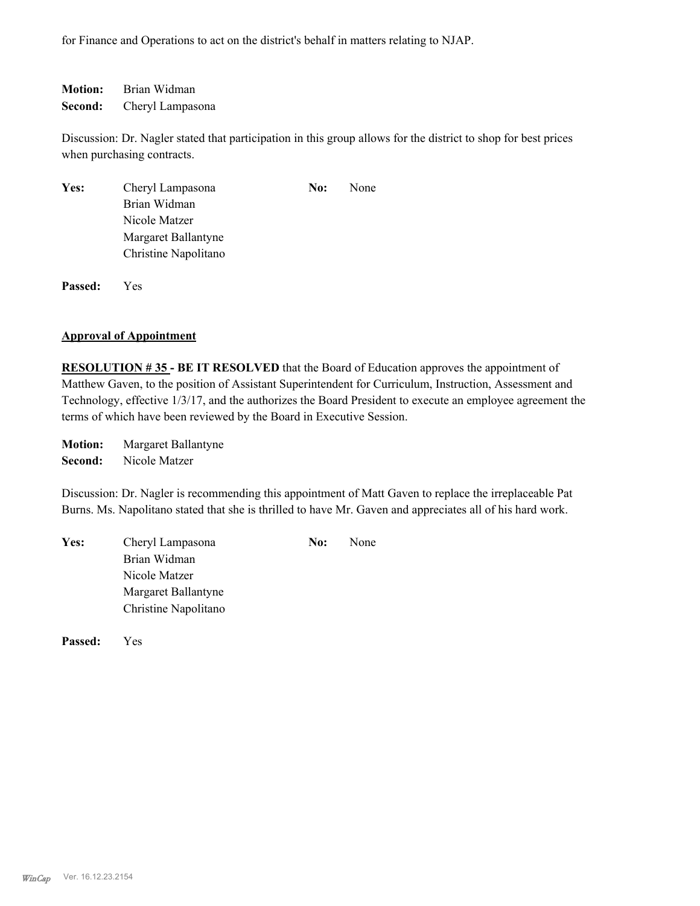for Finance and Operations to act on the district's behalf in matters relating to NJAP.

**Motion:** Brian Widman
**Second:** Cheryl Lampasona

Discussion: Dr. Nagler stated that participation in this group allows for the district to shop for best prices when purchasing contracts.

| | | | |
|---|---|---|---|
| **Yes:** | Cheryl Lampasona | **No:** | None |
| | Brian Widman | | |
| | Nicole Matzer | | |
| | Margaret Ballantyne | | |
| | Christine Napolitano | | |

**Passed:** Yes

**Approval of Appointment**

**RESOLUTION # 35 - BE IT RESOLVED** that the Board of Education approves the appointment of Matthew Gaven, to the position of Assistant Superintendent for Curriculum, Instruction, Assessment and Technology, effective 1/3/17, and the authorizes the Board President to execute an employee agreement the terms of which have been reviewed by the Board in Executive Session.

**Motion:** Margaret Ballantyne
**Second:** Nicole Matzer

Discussion: Dr. Nagler is recommending this appointment of Matt Gaven to replace the irreplaceable Pat Burns. Ms. Napolitano stated that she is thrilled to have Mr. Gaven and appreciates all of his hard work.

| | | | |
|---|---|---|---|
| **Yes:** | Cheryl Lampasona | **No:** | None |
| | Brian Widman | | |
| | Nicole Matzer | | |
| | Margaret Ballantyne | | |
| | Christine Napolitano | | |

**Passed:** Yes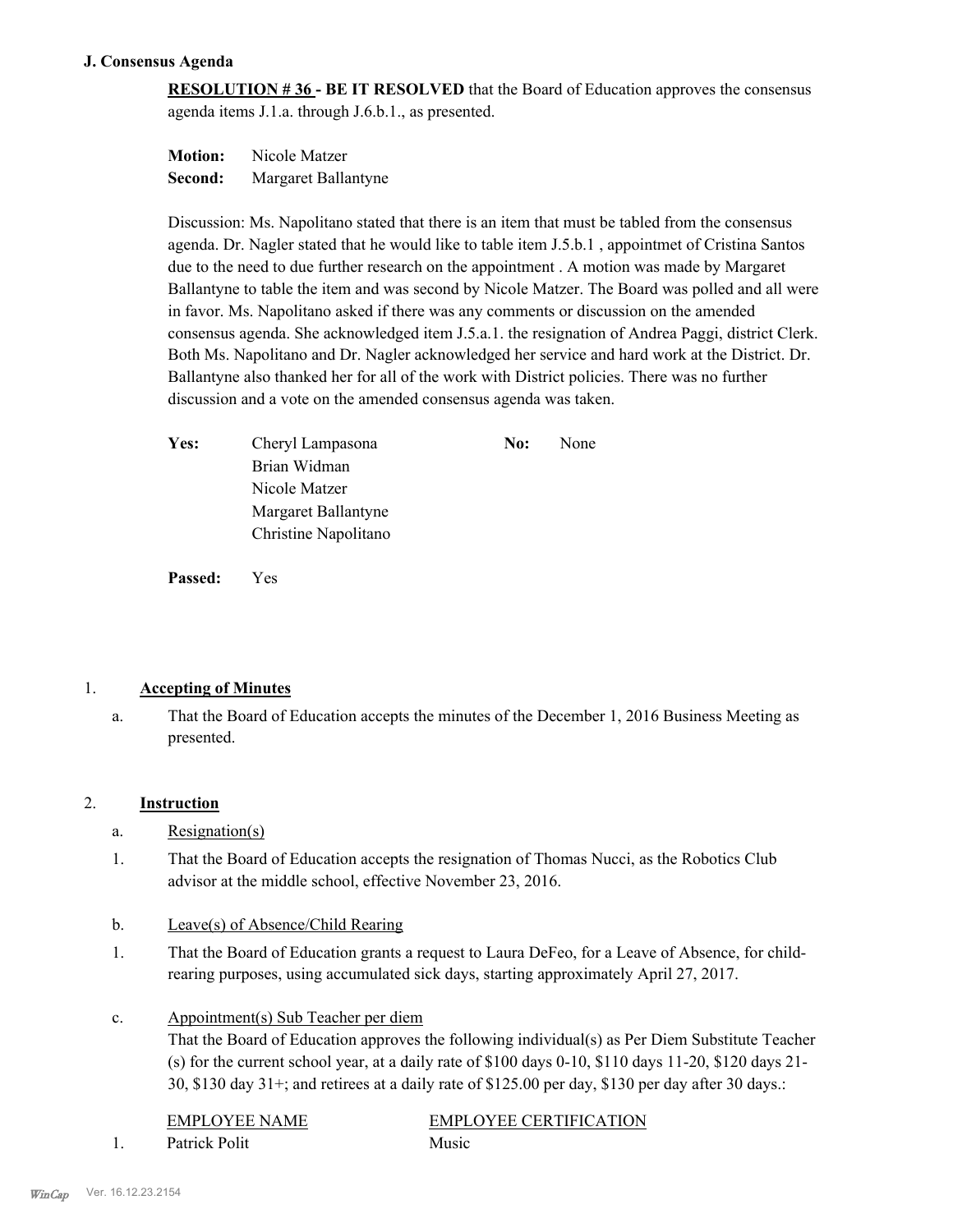### J. Consensus Agenda

**RESOLUTION # 36 - BE IT RESOLVED** that the Board of Education approves the consensus agenda items J.1.a. through J.6.b.1., as presented.

**Motion:** Nicole Matzer
**Second:** Margaret Ballantyne

Discussion: Ms. Napolitano stated that there is an item that must be tabled from the consensus agenda. Dr. Nagler stated that he would like to table item J.5.b.1 , appointmet of Cristina Santos due to the need to due further research on the appointment . A motion was made by Margaret Ballantyne to table the item and was second by Nicole Matzer. The Board was polled and all were in favor. Ms. Napolitano asked if there was any comments or discussion on the amended consensus agenda. She acknowledged item J.5.a.1. the resignation of Andrea Paggi, district Clerk. Both Ms. Napolitano and Dr. Nagler acknowledged her service and hard work at the District. Dr. Ballantyne also thanked her for all of the work with District policies. There was no further discussion and a vote on the amended consensus agenda was taken.

**Yes:** Cheryl Lampasona
Brian Widman
Nicole Matzer
Margaret Ballantyne
Christine Napolitano

**No:** None

**Passed:** Yes

1. **Accepting of Minutes**

   a. That the Board of Education accepts the minutes of the December 1, 2016 Business Meeting as presented.

2. **Instruction**

   a. Resignation(s)

   1. That the Board of Education accepts the resignation of Thomas Nucci, as the Robotics Club advisor at the middle school, effective November 23, 2016.

   b. Leave(s) of Absence/Child Rearing

   1. That the Board of Education grants a request to Laura DeFeo, for a Leave of Absence, for child-rearing purposes, using accumulated sick days, starting approximately April 27, 2017.

   c. Appointment(s) Sub Teacher per diem

   That the Board of Education approves the following individual(s) as Per Diem Substitute Teacher (s) for the current school year, at a daily rate of \$100 days 0-10, \$110 days 11-20, \$120 days 21-30, \$130 day 31+; and retirees at a daily rate of \$125.00 per day, \$130 per day after 30 days.:

| | EMPLOYEE NAME | EMPLOYEE CERTIFICATION |
|---|---|---|
| 1. | Patrick Polit | Music |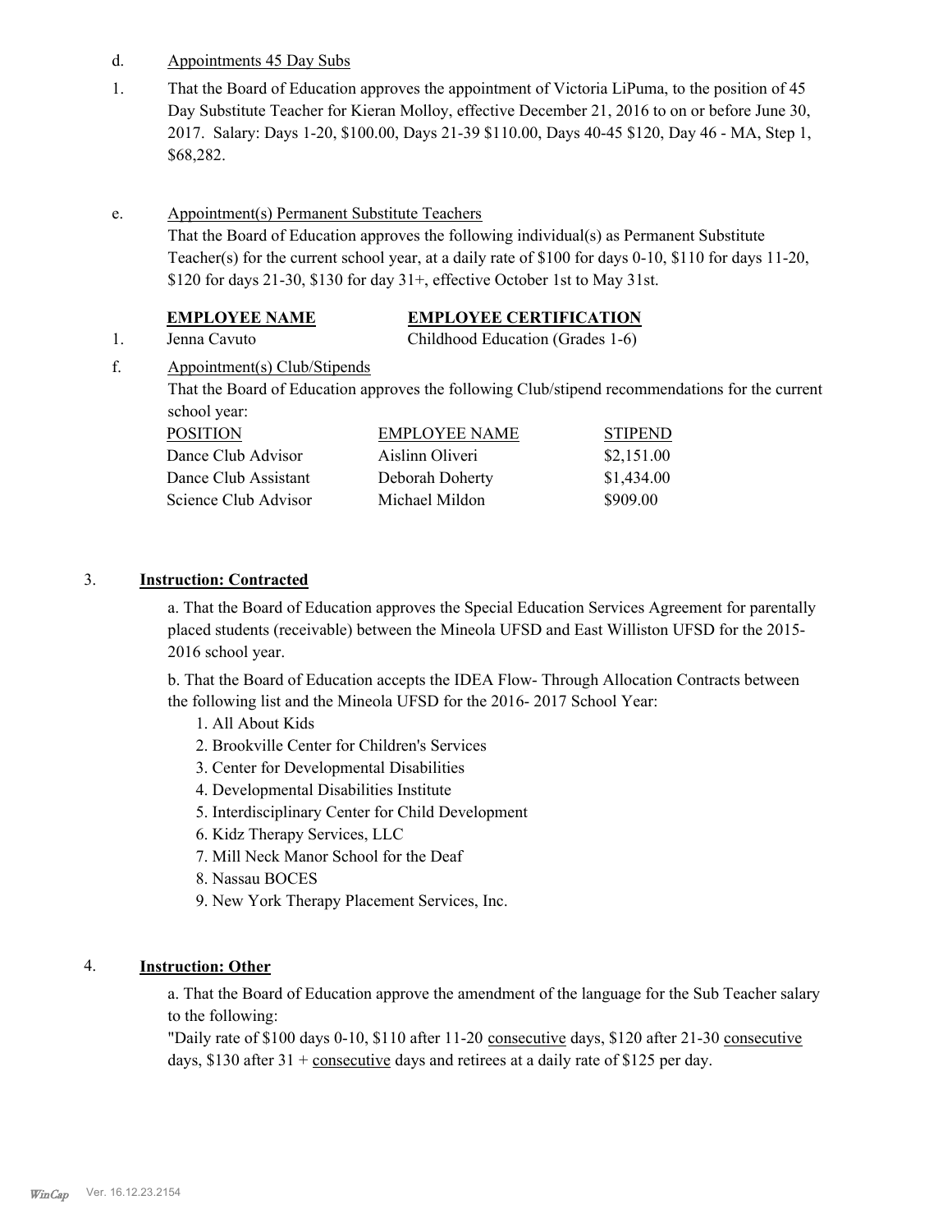d. Appointments 45 Day Subs

1. That the Board of Education approves the appointment of Victoria LiPuma, to the position of 45 Day Substitute Teacher for Kieran Molloy, effective December 21, 2016 to on or before June 30, 2017. Salary: Days 1-20, $100.00, Days 21-39 $110.00, Days 40-45 $120, Day 46 - MA, Step 1, $68,282.

e. Appointment(s) Permanent Substitute Teachers

That the Board of Education approves the following individual(s) as Permanent Substitute Teacher(s) for the current school year, at a daily rate of $100 for days 0-10, $110 for days 11-20, $120 for days 21-30, $130 for day 31+, effective October 1st to May 31st.

| | EMPLOYEE NAME | EMPLOYEE CERTIFICATION |
|---|---|---|
| 1. | Jenna Cavuto | Childhood Education (Grades 1-6) |

f. Appointment(s) Club/Stipends

That the Board of Education approves the following Club/stipend recommendations for the current school year:

| POSITION | EMPLOYEE NAME | STIPEND |
|---|---|---|
| Dance Club Advisor | Aislinn Oliveri | $2,151.00 |
| Dance Club Assistant | Deborah Doherty | $1,434.00 |
| Science Club Advisor | Michael Mildon | $909.00 |

3. **Instruction: Contracted**

a. That the Board of Education approves the Special Education Services Agreement for parentally placed students (receivable) between the Mineola UFSD and East Williston UFSD for the 2015-2016 school year.

b. That the Board of Education accepts the IDEA Flow- Through Allocation Contracts between the following list and the Mineola UFSD for the 2016- 2017 School Year:

1. All About Kids
2. Brookville Center for Children's Services
3. Center for Developmental Disabilities
4. Developmental Disabilities Institute
5. Interdisciplinary Center for Child Development
6. Kidz Therapy Services, LLC
7. Mill Neck Manor School for the Deaf
8. Nassau BOCES
9. New York Therapy Placement Services, Inc.

4. **Instruction: Other**

a. That the Board of Education approve the amendment of the language for the Sub Teacher salary to the following:

"Daily rate of $100 days 0-10, $110 after 11-20 consecutive days, $120 after 21-30 consecutive days, $130 after 31 + consecutive days and retirees at a daily rate of $125 per day.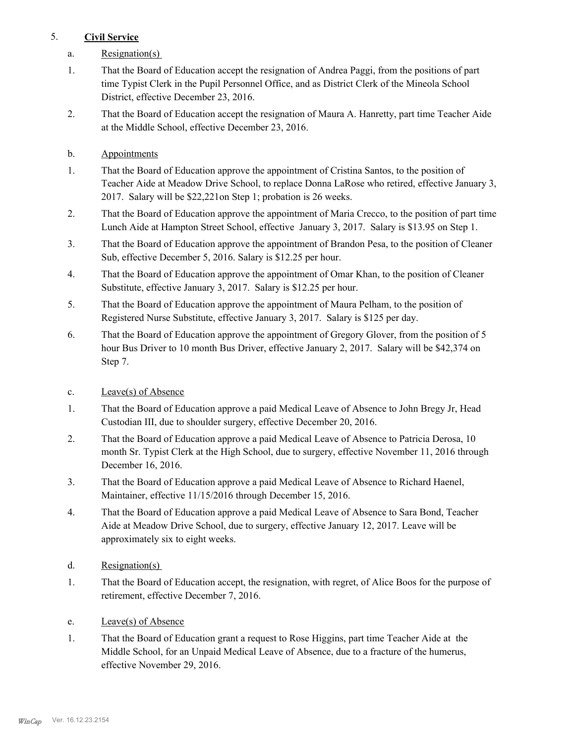5. **Civil Service**

a. Resignation(s)

1. That the Board of Education accept the resignation of Andrea Paggi, from the positions of part time Typist Clerk in the Pupil Personnel Office, and as District Clerk of the Mineola School District, effective December 23, 2016.

2. That the Board of Education accept the resignation of Maura A. Hanretty, part time Teacher Aide at the Middle School, effective December 23, 2016.

b. Appointments

1. That the Board of Education approve the appointment of Cristina Santos, to the position of Teacher Aide at Meadow Drive School, to replace Donna LaRose who retired, effective January 3, 2017. Salary will be $22,221on Step 1; probation is 26 weeks.

2. That the Board of Education approve the appointment of Maria Crecco, to the position of part time Lunch Aide at Hampton Street School, effective January 3, 2017. Salary is $13.95 on Step 1.

3. That the Board of Education approve the appointment of Brandon Pesa, to the position of Cleaner Sub, effective December 5, 2016. Salary is $12.25 per hour.

4. That the Board of Education approve the appointment of Omar Khan, to the position of Cleaner Substitute, effective January 3, 2017. Salary is $12.25 per hour.

5. That the Board of Education approve the appointment of Maura Pelham, to the position of Registered Nurse Substitute, effective January 3, 2017. Salary is $125 per day.

6. That the Board of Education approve the appointment of Gregory Glover, from the position of 5 hour Bus Driver to 10 month Bus Driver, effective January 2, 2017. Salary will be $42,374 on Step 7.

c. Leave(s) of Absence

1. That the Board of Education approve a paid Medical Leave of Absence to John Bregy Jr, Head Custodian III, due to shoulder surgery, effective December 20, 2016.

2. That the Board of Education approve a paid Medical Leave of Absence to Patricia Derosa, 10 month Sr. Typist Clerk at the High School, due to surgery, effective November 11, 2016 through December 16, 2016.

3. That the Board of Education approve a paid Medical Leave of Absence to Richard Haenel, Maintainer, effective 11/15/2016 through December 15, 2016.

4. That the Board of Education approve a paid Medical Leave of Absence to Sara Bond, Teacher Aide at Meadow Drive School, due to surgery, effective January 12, 2017. Leave will be approximately six to eight weeks.

d. Resignation(s)

1. That the Board of Education accept, the resignation, with regret, of Alice Boos for the purpose of retirement, effective December 7, 2016.

e. Leave(s) of Absence

1. That the Board of Education grant a request to Rose Higgins, part time Teacher Aide at the Middle School, for an Unpaid Medical Leave of Absence, due to a fracture of the humerus, effective November 29, 2016.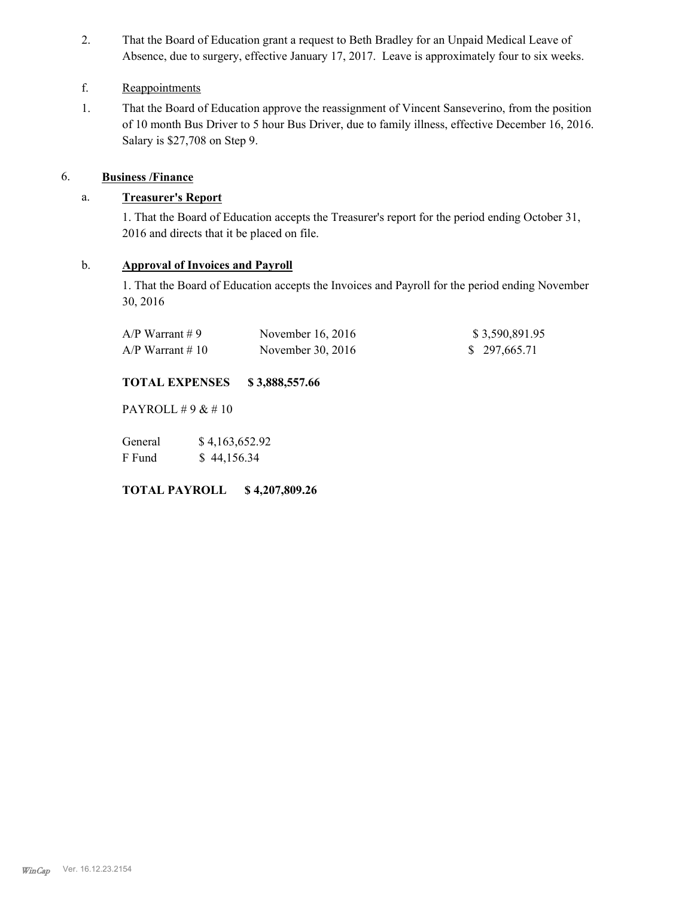2. That the Board of Education grant a request to Beth Bradley for an Unpaid Medical Leave of Absence, due to surgery, effective January 17, 2017. Leave is approximately four to six weeks.

f. Reappointments

1. That the Board of Education approve the reassignment of Vincent Sanseverino, from the position of 10 month Bus Driver to 5 hour Bus Driver, due to family illness, effective December 16, 2016. Salary is $27,708 on Step 9.

6. **Business /Finance**

a. **Treasurer's Report**

1. That the Board of Education accepts the Treasurer's report for the period ending October 31, 2016 and directs that it be placed on file.

b. **Approval of Invoices and Payroll**

1. That the Board of Education accepts the Invoices and Payroll for the period ending November 30, 2016

| | | |
|---|---|---|
| A/P Warrant # 9 | November 16, 2016 | $ 3,590,891.95 |
| A/P Warrant # 10 | November 30, 2016 | $ 297,665.71 |

**TOTAL EXPENSES $ 3,888,557.66**

PAYROLL # 9 & # 10

| | |
|---|---|
| General | $ 4,163,652.92 |
| F Fund | $ 44,156.34 |

**TOTAL PAYROLL $ 4,207,809.26**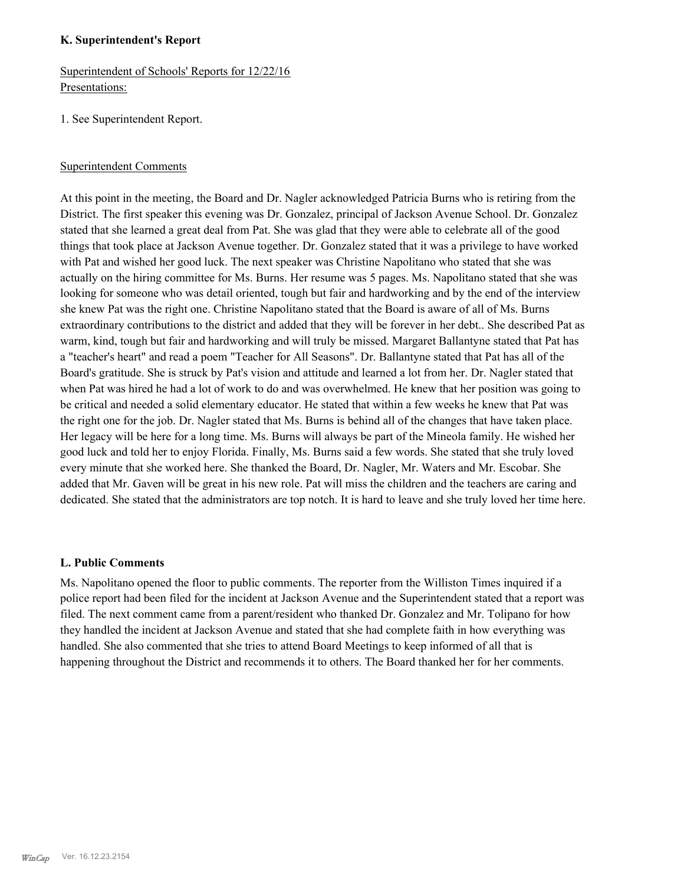## K. Superintendent's Report

Superintendent of Schools' Reports for 12/22/16
Presentations:

1. See Superintendent Report.

Superintendent Comments

At this point in the meeting, the Board and Dr. Nagler acknowledged Patricia Burns who is retiring from the District. The first speaker this evening was Dr. Gonzalez, principal of Jackson Avenue School. Dr. Gonzalez stated that she learned a great deal from Pat. She was glad that they were able to celebrate all of the good things that took place at Jackson Avenue together. Dr. Gonzalez stated that it was a privilege to have worked with Pat and wished her good luck. The next speaker was Christine Napolitano who stated that she was actually on the hiring committee for Ms. Burns. Her resume was 5 pages. Ms. Napolitano stated that she was looking for someone who was detail oriented, tough but fair and hardworking and by the end of the interview she knew Pat was the right one. Christine Napolitano stated that the Board is aware of all of Ms. Burns extraordinary contributions to the district and added that they will be forever in her debt.. She described Pat as warm, kind, tough but fair and hardworking and will truly be missed. Margaret Ballantyne stated that Pat has a "teacher's heart" and read a poem "Teacher for All Seasons". Dr. Ballantyne stated that Pat has all of the Board's gratitude. She is struck by Pat's vision and attitude and learned a lot from her. Dr. Nagler stated that when Pat was hired he had a lot of work to do and was overwhelmed. He knew that her position was going to be critical and needed a solid elementary educator. He stated that within a few weeks he knew that Pat was the right one for the job. Dr. Nagler stated that Ms. Burns is behind all of the changes that have taken place. Her legacy will be here for a long time. Ms. Burns will always be part of the Mineola family. He wished her good luck and told her to enjoy Florida. Finally, Ms. Burns said a few words. She stated that she truly loved every minute that she worked here. She thanked the Board, Dr. Nagler, Mr. Waters and Mr. Escobar. She added that Mr. Gaven will be great in his new role. Pat will miss the children and the teachers are caring and dedicated. She stated that the administrators are top notch. It is hard to leave and she truly loved her time here.

## L. Public Comments

Ms. Napolitano opened the floor to public comments. The reporter from the Williston Times inquired if a police report had been filed for the incident at Jackson Avenue and the Superintendent stated that a report was filed. The next comment came from a parent/resident who thanked Dr. Gonzalez and Mr. Tolipano for how they handled the incident at Jackson Avenue and stated that she had complete faith in how everything was handled. She also commented that she tries to attend Board Meetings to keep informed of all that is happening throughout the District and recommends it to others. The Board thanked her for her comments.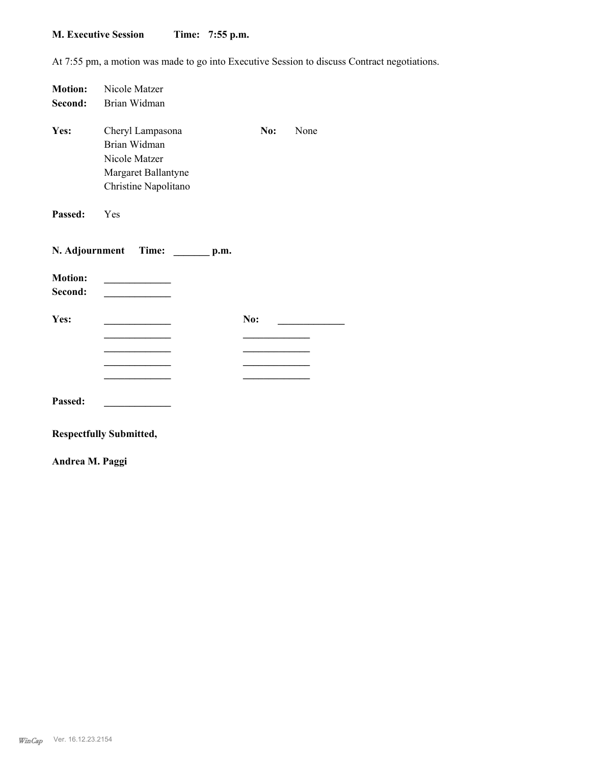**M. Executive Session Time: 7:55 p.m.**

At 7:55 pm, a motion was made to go into Executive Session to discuss Contract negotiations.

**Motion:** Nicole Matzer
**Second:** Brian Widman

| | | | |
|---|---|---|---|
| **Yes:** | Cheryl Lampasona | **No:** | None |
| | Brian Widman | | |
| | Nicole Matzer | | |
| | Margaret Ballantyne | | |
| | Christine Napolitano | | |

**Passed:** Yes

**N. Adjournment Time: _______ p.m.**

**Motion:** _____________
**Second:** _____________

| | | | |
|---|---|---|---|
| **Yes:** | _____________ | **No:** | _____________ |
| | _____________ | _____________ | |
| | _____________ | _____________ | |
| | _____________ | _____________ | |
| | _____________ | _____________ | |

**Passed:** _____________

**Respectfully Submitted,**

**Andrea M. Paggi**